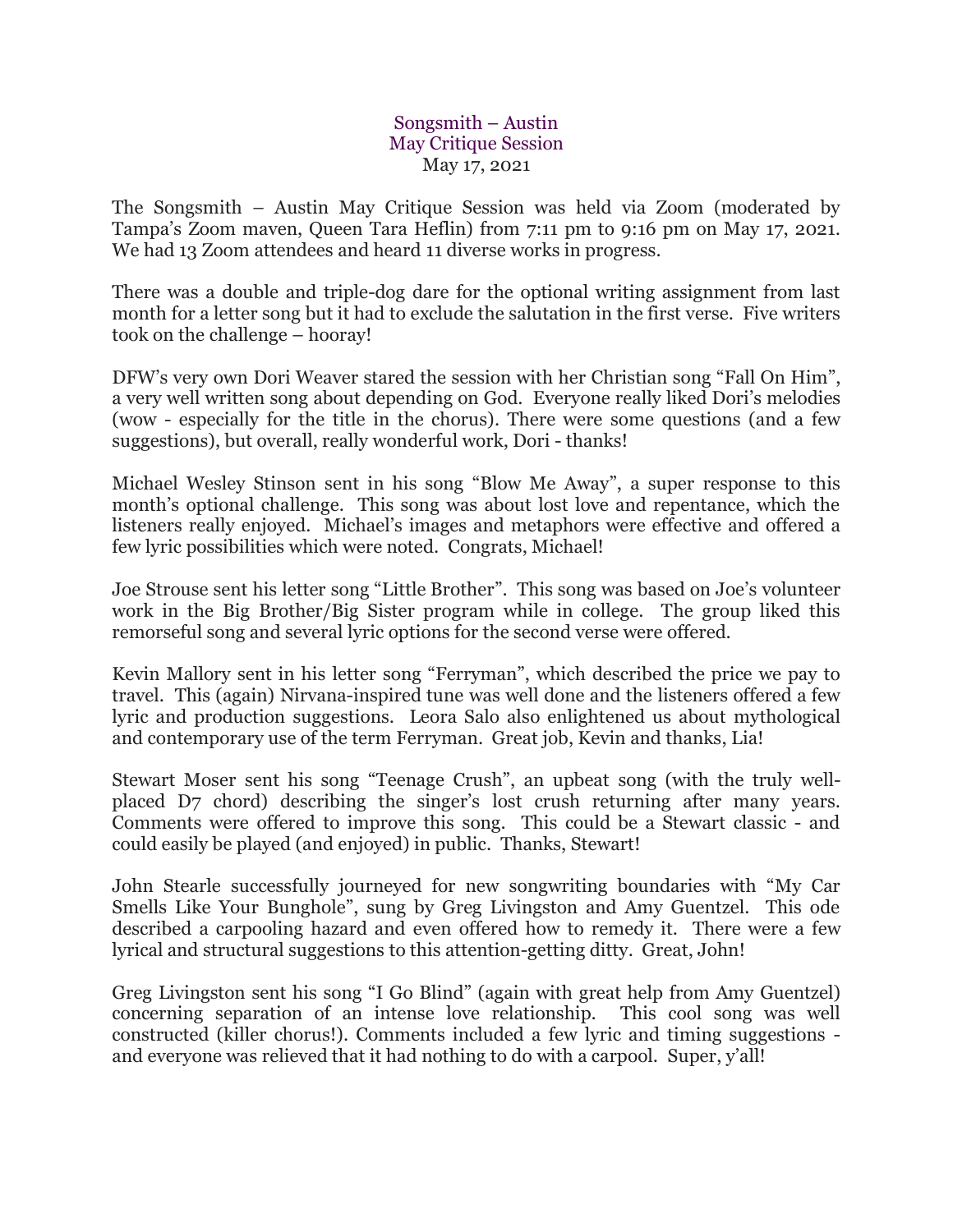# Songsmith – Austin
## May Critique Session
May 17, 2021

The Songsmith – Austin May Critique Session was held via Zoom (moderated by Tampa's Zoom maven, Queen Tara Heflin) from 7:11 pm to 9:16 pm on May 17, 2021. We had 13 Zoom attendees and heard 11 diverse works in progress.

There was a double and triple-dog dare for the optional writing assignment from last month for a letter song but it had to exclude the salutation in the first verse. Five writers took on the challenge – hooray!

DFW's very own Dori Weaver stared the session with her Christian song "Fall On Him", a very well written song about depending on God. Everyone really liked Dori's melodies (wow - especially for the title in the chorus). There were some questions (and a few suggestions), but overall, really wonderful work, Dori - thanks!

Michael Wesley Stinson sent in his song "Blow Me Away", a super response to this month's optional challenge. This song was about lost love and repentance, which the listeners really enjoyed. Michael's images and metaphors were effective and offered a few lyric possibilities which were noted. Congrats, Michael!

Joe Strouse sent his letter song "Little Brother". This song was based on Joe's volunteer work in the Big Brother/Big Sister program while in college. The group liked this remorseful song and several lyric options for the second verse were offered.

Kevin Mallory sent in his letter song "Ferryman", which described the price we pay to travel. This (again) Nirvana-inspired tune was well done and the listeners offered a few lyric and production suggestions. Leora Salo also enlightened us about mythological and contemporary use of the term Ferryman. Great job, Kevin and thanks, Lia!

Stewart Moser sent his song "Teenage Crush", an upbeat song (with the truly well-placed D7 chord) describing the singer's lost crush returning after many years. Comments were offered to improve this song. This could be a Stewart classic - and could easily be played (and enjoyed) in public. Thanks, Stewart!

John Stearle successfully journeyed for new songwriting boundaries with "My Car Smells Like Your Bunghole", sung by Greg Livingston and Amy Guentzel. This ode described a carpooling hazard and even offered how to remedy it. There were a few lyrical and structural suggestions to this attention-getting ditty. Great, John!

Greg Livingston sent his song "I Go Blind" (again with great help from Amy Guentzel) concerning separation of an intense love relationship. This cool song was well constructed (killer chorus!). Comments included a few lyric and timing suggestions - and everyone was relieved that it had nothing to do with a carpool. Super, y'all!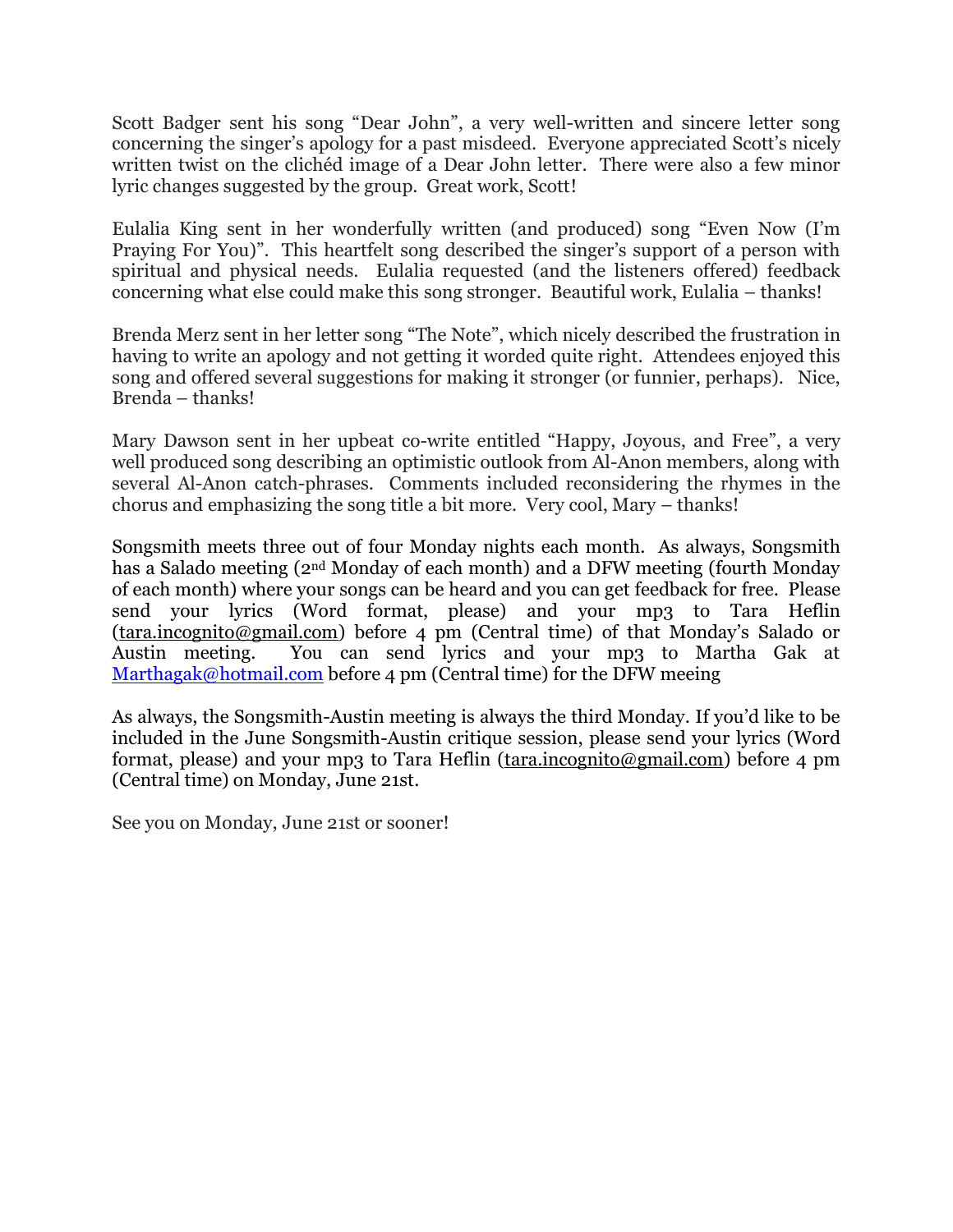Scott Badger sent his song "Dear John", a very well-written and sincere letter song concerning the singer's apology for a past misdeed. Everyone appreciated Scott's nicely written twist on the clichéd image of a Dear John letter. There were also a few minor lyric changes suggested by the group. Great work, Scott!

Eulalia King sent in her wonderfully written (and produced) song "Even Now (I'm Praying For You)". This heartfelt song described the singer's support of a person with spiritual and physical needs. Eulalia requested (and the listeners offered) feedback concerning what else could make this song stronger. Beautiful work, Eulalia – thanks!

Brenda Merz sent in her letter song "The Note", which nicely described the frustration in having to write an apology and not getting it worded quite right. Attendees enjoyed this song and offered several suggestions for making it stronger (or funnier, perhaps). Nice, Brenda – thanks!

Mary Dawson sent in her upbeat co-write entitled "Happy, Joyous, and Free", a very well produced song describing an optimistic outlook from Al-Anon members, along with several Al-Anon catch-phrases. Comments included reconsidering the rhymes in the chorus and emphasizing the song title a bit more. Very cool, Mary – thanks!

Songsmith meets three out of four Monday nights each month. As always, Songsmith has a Salado meeting (2nd Monday of each month) and a DFW meeting (fourth Monday of each month) where your songs can be heard and you can get feedback for free. Please send your lyrics (Word format, please) and your mp3 to Tara Heflin (tara.incognito@gmail.com) before 4 pm (Central time) of that Monday's Salado or Austin meeting. You can send lyrics and your mp3 to Martha Gak at Marthagak@hotmail.com before 4 pm (Central time) for the DFW meeing

As always, the Songsmith-Austin meeting is always the third Monday. If you'd like to be included in the June Songsmith-Austin critique session, please send your lyrics (Word format, please) and your mp3 to Tara Heflin (tara.incognito@gmail.com) before 4 pm (Central time) on Monday, June 21st.

See you on Monday, June 21st or sooner!